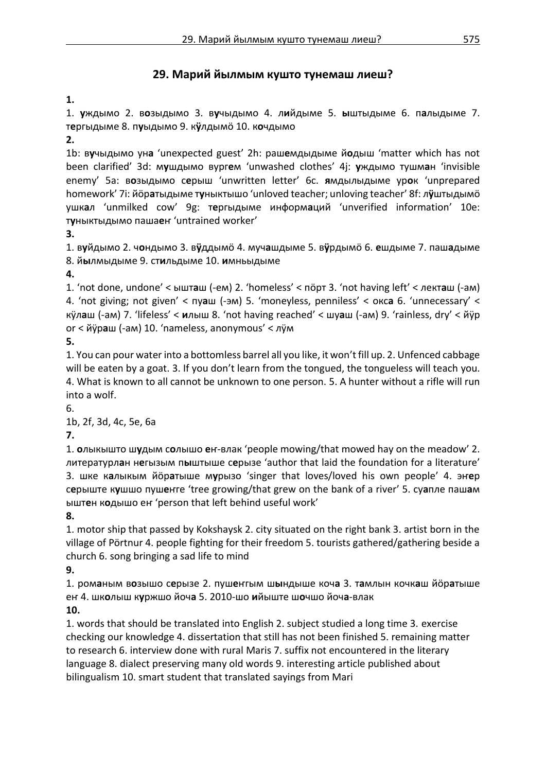# 29. Марий йылмым кушто тунемаш лиеш?

**1.**

1. **у**ждымо 2. в**о**зыдымо 3. в**у**чыдымо 4. л**и**йдыме 5. **ы**штыдыме 6. п**а**лыдыме 7. т**е**ргыдыме 8. п**у**ыдымо 9. к**ӱ**лдымӧ 10. к**о**чдымо

**2.**

1b: в**у**чыдымо ун**а** 'unexpected guest' 2h: раш**е**мдыдыме й**о**дыш 'matter which has not been clarified' 3d: м**у**шдымо вургем 'unwashed clothes' 4j: **у**ждымо тушм**а**н 'invisible enemy' 5a: в**о**зыдымо с**е**рыш 'unwritten letter' 6c. **я**мдылыдыме ур**о**к 'unprepared homework' 7i: йӧр**а**тыдыме т**у**ныктышо 'unloved teacher; unloving teacher' 8f: л**ӱ**штыдымӧ ушк**а**л 'unmilked cow' 9g: т**е**ргыдыме информ**а**ций 'unverified information' 10e: т**у**ныктыдымо паша**е**ҥ 'untrained worker'

**3.**

1. в**у**йдымо 2. ч**о**ндымо 3. в**ӱ**ддымӧ 4. муч**а**шдыме 5. в**ӱ**рдымӧ 6. **е**шдыме 7. паш**а**дыме 8. й**ы**лмыдыме 9. ст**и**льдыме 10. **и**мньыдыме

**4.**

1. 'not done, undone' < ышт**а**ш (-ем) 2. 'homeless' < пӧрт 3. 'not having left' < лект**а**ш (-ам) 4. 'not giving; not given' < пу**а**ш (-эм) 5. 'moneyless, penniless' < окс**а** 6. 'unnecessary' < кӱл**а**ш (-ам) 7. 'lifeless' < **и**лыш 8. 'not having reached' < шу**а**ш (-ам) 9. 'rainless, dry' < йӱр or < йӱр**а**ш (-ам) 10. 'nameless, anonymous' < лӱм

**5.**

1. You can pour water into a bottomless barrel all you like, it won't fill up. 2. Unfenced cabbage will be eaten by a goat. 3. If you don't learn from the tongued, the tongueless will teach you. 4. What is known to all cannot be unknown to one person. 5. A hunter without a rifle will run into a wolf.

6.

1b, 2f, 3d, 4c, 5e, 6a

**7.**

1. **о**лыкышто ш**у**дым с**о**лышо **е**ҥ-влак 'people mowing/that mowed hay on the meadow' 2. литературл**а**н н**е**гызым п**ы**штыше с**е**рызе 'author that laid the foundation for a literature' 3. шке к**а**лыкым йӧр**а**тыше м**у**рызо 'singer that loves/loved his own people' 4. эҥ**е**р с**е**рыште к**у**шшо пуш**е**ҥге 'tree growing/that grew on the bank of a river' 5. су**а**пле паш**а**м ышт**е**н к**о**дышо еҥ 'person that left behind useful work'

**8.**

1. motor ship that passed by Kokshaysk 2. city situated on the right bank 3. artist born in the village of Pörtnur 4. people fighting for their freedom 5. tourists gathered/gathering beside a church 6. song bringing a sad life to mind

**9.**

1. ром**а**ным в**о**зышо с**е**рызе 2. пуш**е**ҥгым ш**ы**ндыше коч**а** 3. т**а**млын кочк**а**ш йӧр**а**тыше еҥ 4. шк**о**лыш к**у**ржшо йоч**а** 5. 2010-шо **и**йыште ш**о**чшо йоч**а**-влак

**10.**

1. words that should be translated into English 2. subject studied a long time 3. exercise checking our knowledge 4. dissertation that still has not been finished 5. remaining matter to research 6. interview done with rural Maris 7. suffix not encountered in the literary language 8. dialect preserving many old words 9. interesting article published about bilingualism 10. smart student that translated sayings from Mari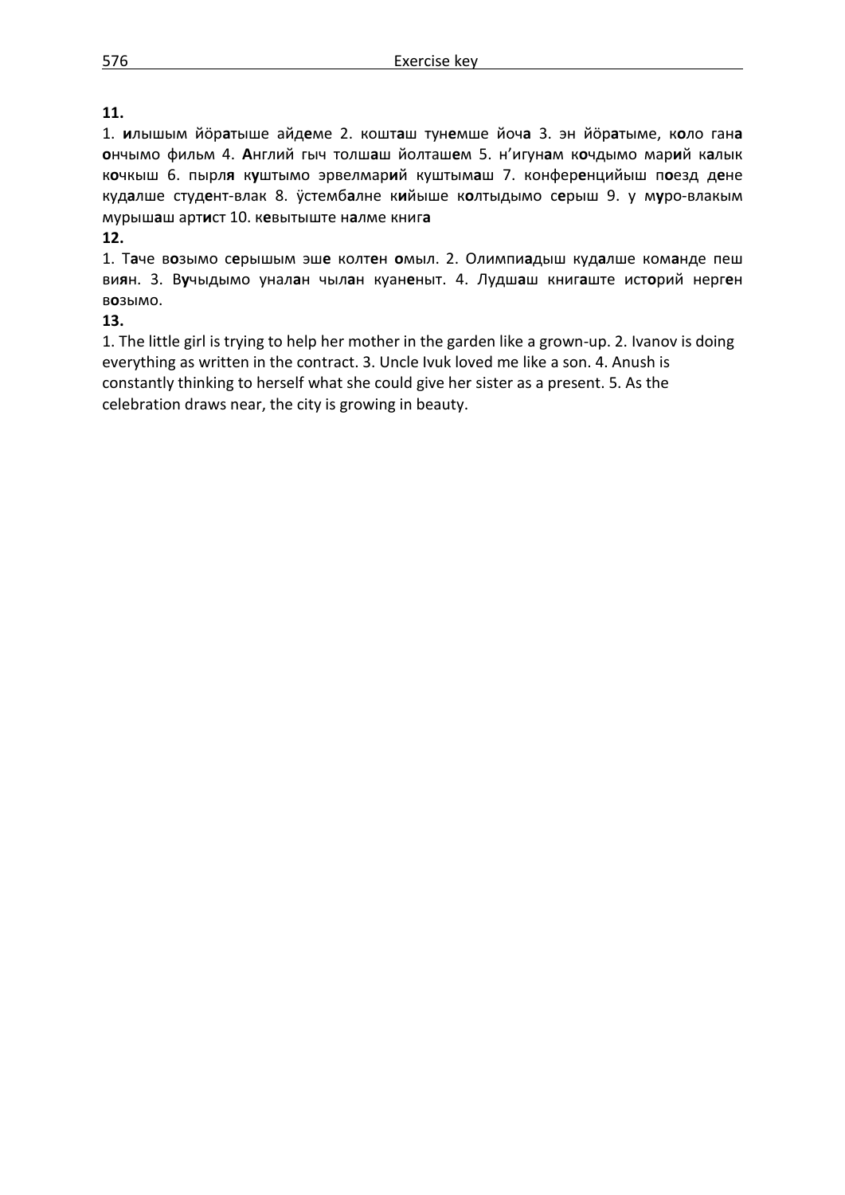**11.**

1. **и**лышым йӧр**а**тыше айд**е**ме 2. кошт**а**ш тун**е**мше йоч**а** 3. эн йӧр**а**тыме, к**о**ло ган**а о**нчымо фильм 4. **А**нглий гыч толш**а**ш йолташ**е**м 5. н'игун**а**м к**о**чдымо мар**и**й к**а**лык к**о**чкыш 6. пырл**я** к**у**штымо эрвелмар**и**й куштым**а**ш 7. конфер**е**нцийыш п**о**езд д**е**не куд**а**лше студ**е**нт-влак 8. ӱстемб**а**лне к**и**йыше к**о**лтыдымо с**е**рыш 9. у м**у**ро-влакым мурыш**а**ш арт**и**ст 10. к**е**вытыште н**а**лме книг**а**

**12.**

1. Т**а**че в**о**зымо с**е**рышым эш**е** колт**е**н **о**мыл. 2. Олимпи**а**дыш куд**а**лше ком**а**нде пеш ви**я**н. 3. В**у**чыдымо унал**а**н чыл**а**н куан**е**ныт. 4. Лудш**а**ш книг**а**ште ист**о**рий нерг**е**н в**о**зымо.

**13.**

1. The little girl is trying to help her mother in the garden like a grown-up. 2. Ivanov is doing everything as written in the contract. 3. Uncle Ivuk loved me like a son. 4. Anush is constantly thinking to herself what she could give her sister as a present. 5. As the celebration draws near, the city is growing in beauty.